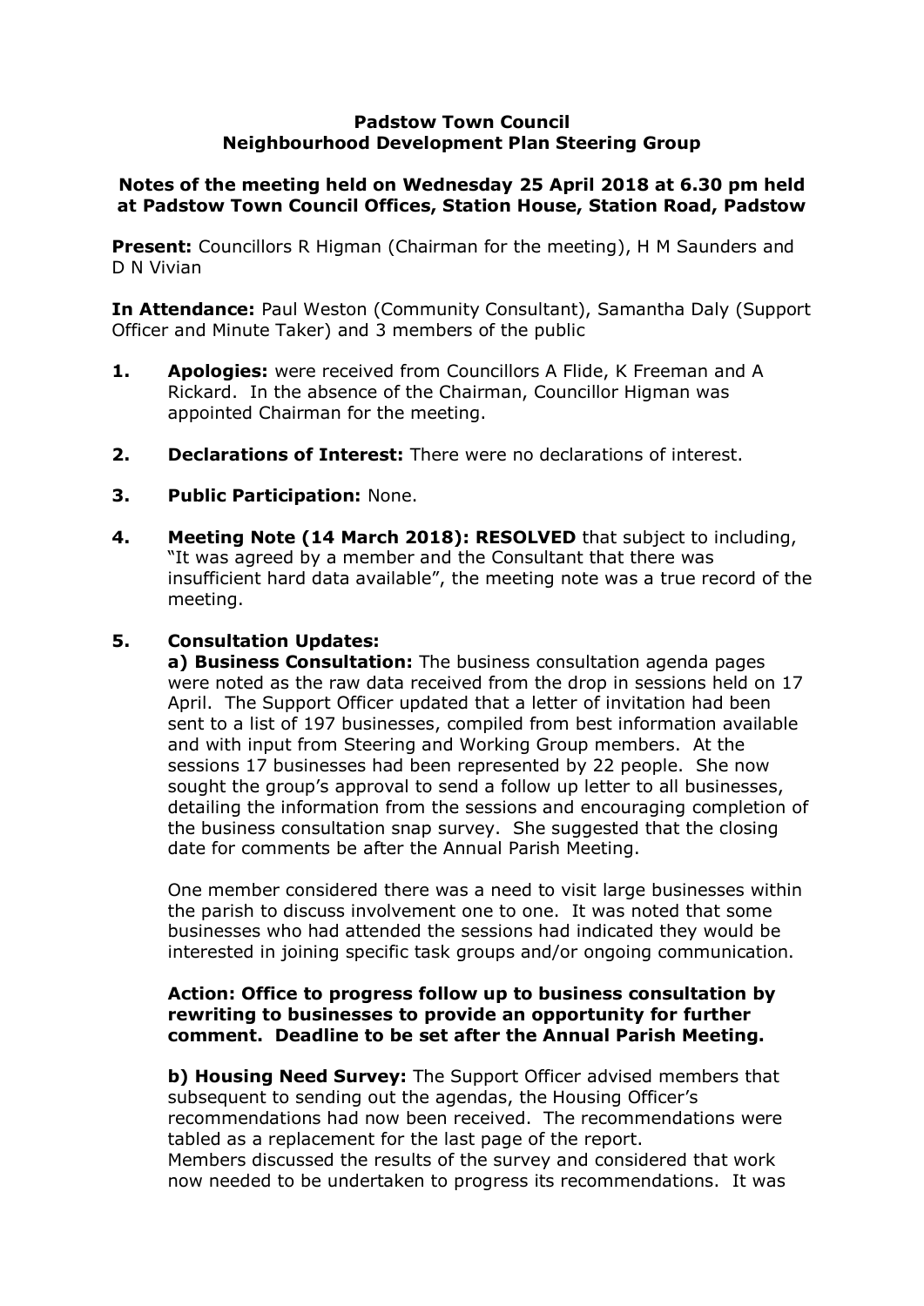**Padstow Town Council**
**Neighbourhood Development Plan Steering Group**

**Notes of the meeting held on Wednesday 25 April 2018 at 6.30 pm held at Padstow Town Council Offices, Station House, Station Road, Padstow**

**Present:** Councillors R Higman (Chairman for the meeting), H M Saunders and D N Vivian

**In Attendance:** Paul Weston (Community Consultant), Samantha Daly (Support Officer and Minute Taker) and 3 members of the public

1. **Apologies:** were received from Councillors A Flide, K Freeman and A Rickard. In the absence of the Chairman, Councillor Higman was appointed Chairman for the meeting.

2. **Declarations of Interest:** There were no declarations of interest.

3. **Public Participation:** None.

4. **Meeting Note (14 March 2018): RESOLVED** that subject to including, "It was agreed by a member and the Consultant that there was insufficient hard data available", the meeting note was a true record of the meeting.

5. **Consultation Updates:**

   **a) Business Consultation:** The business consultation agenda pages were noted as the raw data received from the drop in sessions held on 17 April. The Support Officer updated that a letter of invitation had been sent to a list of 197 businesses, compiled from best information available and with input from Steering and Working Group members. At the sessions 17 businesses had been represented by 22 people. She now sought the group's approval to send a follow up letter to all businesses, detailing the information from the sessions and encouraging completion of the business consultation snap survey. She suggested that the closing date for comments be after the Annual Parish Meeting.

   One member considered there was a need to visit large businesses within the parish to discuss involvement one to one. It was noted that some businesses who had attended the sessions had indicated they would be interested in joining specific task groups and/or ongoing communication.

   **Action: Office to progress follow up to business consultation by rewriting to businesses to provide an opportunity for further comment. Deadline to be set after the Annual Parish Meeting.**

   **b) Housing Need Survey:** The Support Officer advised members that subsequent to sending out the agendas, the Housing Officer's recommendations had now been received. The recommendations were tabled as a replacement for the last page of the report.
   Members discussed the results of the survey and considered that work now needed to be undertaken to progress its recommendations. It was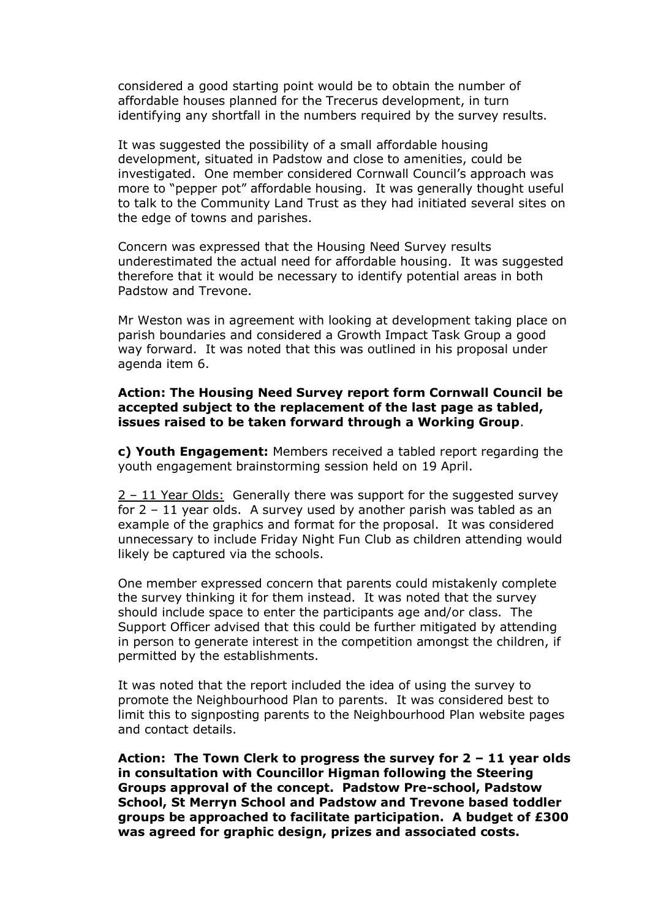considered a good starting point would be to obtain the number of affordable houses planned for the Trecerus development, in turn identifying any shortfall in the numbers required by the survey results.

It was suggested the possibility of a small affordable housing development, situated in Padstow and close to amenities, could be investigated. One member considered Cornwall Council's approach was more to "pepper pot" affordable housing. It was generally thought useful to talk to the Community Land Trust as they had initiated several sites on the edge of towns and parishes.

Concern was expressed that the Housing Need Survey results underestimated the actual need for affordable housing. It was suggested therefore that it would be necessary to identify potential areas in both Padstow and Trevone.

Mr Weston was in agreement with looking at development taking place on parish boundaries and considered a Growth Impact Task Group a good way forward. It was noted that this was outlined in his proposal under agenda item 6.

**Action: The Housing Need Survey report form Cornwall Council be accepted subject to the replacement of the last page as tabled, issues raised to be taken forward through a Working Group**.

**c) Youth Engagement:** Members received a tabled report regarding the youth engagement brainstorming session held on 19 April.

<u>2 – 11 Year Olds:</u> Generally there was support for the suggested survey for 2 – 11 year olds. A survey used by another parish was tabled as an example of the graphics and format for the proposal. It was considered unnecessary to include Friday Night Fun Club as children attending would likely be captured via the schools.

One member expressed concern that parents could mistakenly complete the survey thinking it for them instead. It was noted that the survey should include space to enter the participants age and/or class. The Support Officer advised that this could be further mitigated by attending in person to generate interest in the competition amongst the children, if permitted by the establishments.

It was noted that the report included the idea of using the survey to promote the Neighbourhood Plan to parents. It was considered best to limit this to signposting parents to the Neighbourhood Plan website pages and contact details.

**Action: The Town Clerk to progress the survey for 2 – 11 year olds in consultation with Councillor Higman following the Steering Groups approval of the concept. Padstow Pre-school, Padstow School, St Merryn School and Padstow and Trevone based toddler groups be approached to facilitate participation. A budget of £300 was agreed for graphic design, prizes and associated costs.**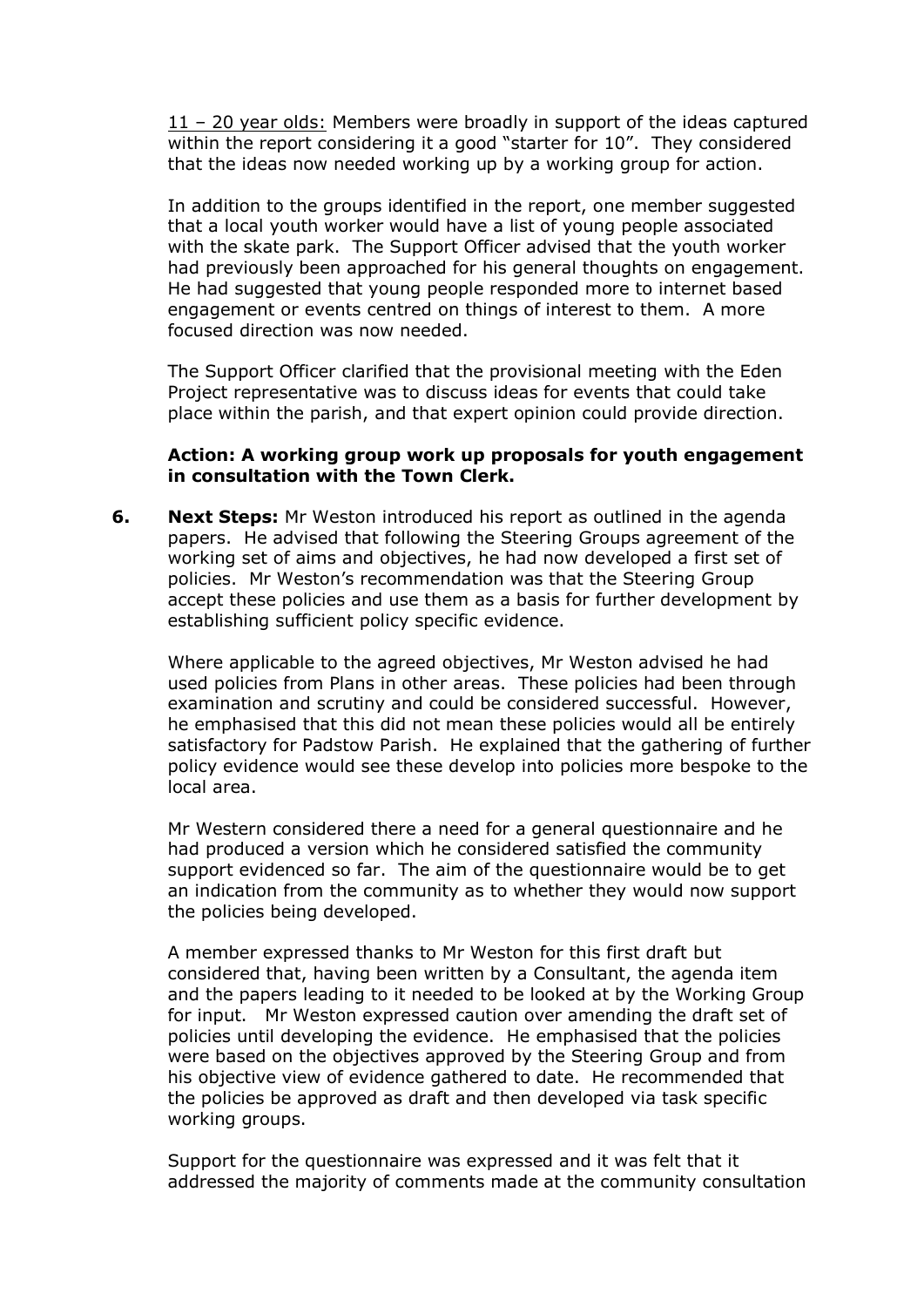11 – 20 year olds: Members were broadly in support of the ideas captured within the report considering it a good "starter for 10". They considered that the ideas now needed working up by a working group for action.

In addition to the groups identified in the report, one member suggested that a local youth worker would have a list of young people associated with the skate park. The Support Officer advised that the youth worker had previously been approached for his general thoughts on engagement. He had suggested that young people responded more to internet based engagement or events centred on things of interest to them. A more focused direction was now needed.

The Support Officer clarified that the provisional meeting with the Eden Project representative was to discuss ideas for events that could take place within the parish, and that expert opinion could provide direction.

**Action: A working group work up proposals for youth engagement in consultation with the Town Clerk.**

**6. Next Steps:** Mr Weston introduced his report as outlined in the agenda papers. He advised that following the Steering Groups agreement of the working set of aims and objectives, he had now developed a first set of policies. Mr Weston's recommendation was that the Steering Group accept these policies and use them as a basis for further development by establishing sufficient policy specific evidence.

Where applicable to the agreed objectives, Mr Weston advised he had used policies from Plans in other areas. These policies had been through examination and scrutiny and could be considered successful. However, he emphasised that this did not mean these policies would all be entirely satisfactory for Padstow Parish. He explained that the gathering of further policy evidence would see these develop into policies more bespoke to the local area.

Mr Western considered there a need for a general questionnaire and he had produced a version which he considered satisfied the community support evidenced so far. The aim of the questionnaire would be to get an indication from the community as to whether they would now support the policies being developed.

A member expressed thanks to Mr Weston for this first draft but considered that, having been written by a Consultant, the agenda item and the papers leading to it needed to be looked at by the Working Group for input. Mr Weston expressed caution over amending the draft set of policies until developing the evidence. He emphasised that the policies were based on the objectives approved by the Steering Group and from his objective view of evidence gathered to date. He recommended that the policies be approved as draft and then developed via task specific working groups.

Support for the questionnaire was expressed and it was felt that it addressed the majority of comments made at the community consultation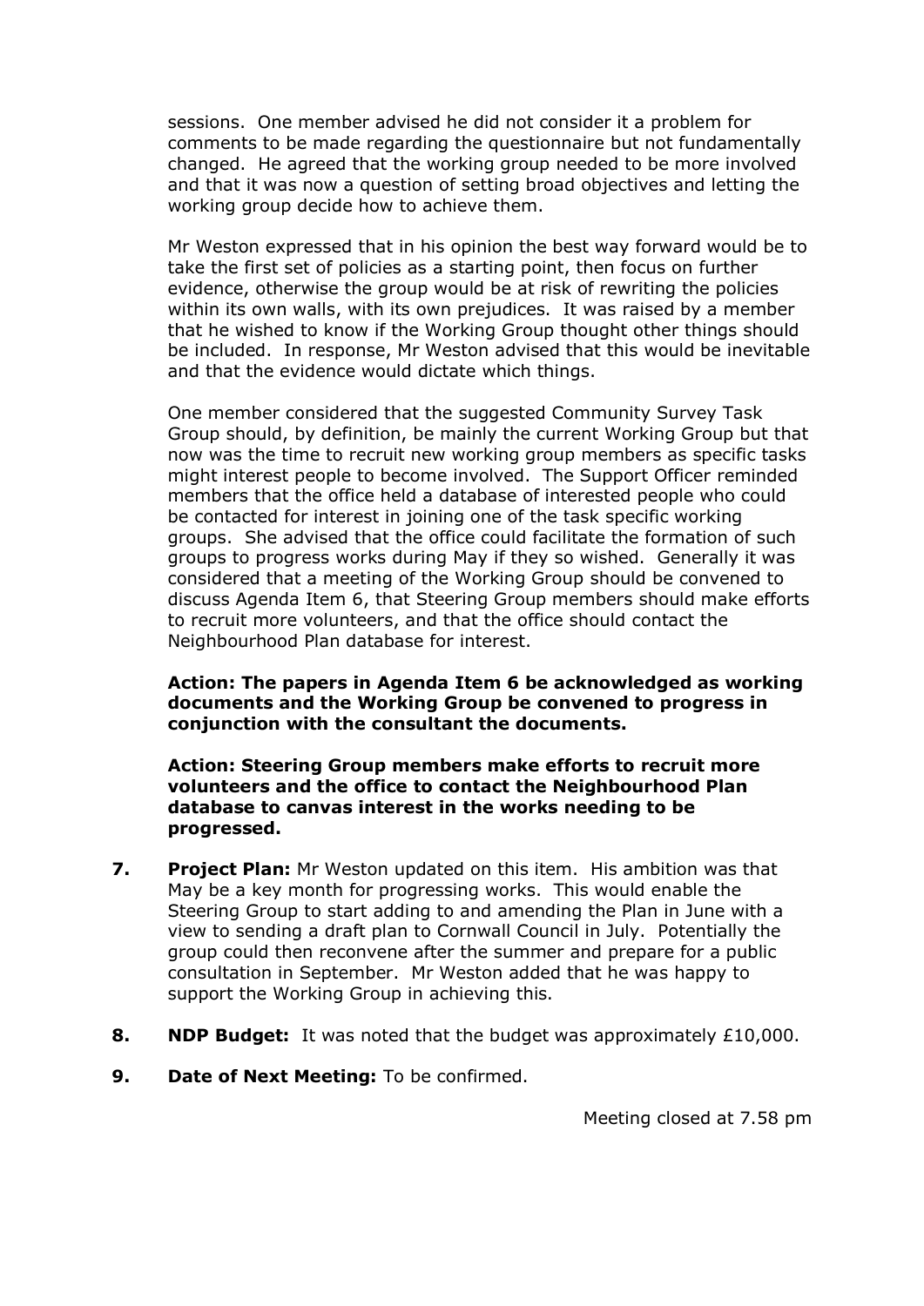sessions. One member advised he did not consider it a problem for comments to be made regarding the questionnaire but not fundamentally changed. He agreed that the working group needed to be more involved and that it was now a question of setting broad objectives and letting the working group decide how to achieve them.

Mr Weston expressed that in his opinion the best way forward would be to take the first set of policies as a starting point, then focus on further evidence, otherwise the group would be at risk of rewriting the policies within its own walls, with its own prejudices. It was raised by a member that he wished to know if the Working Group thought other things should be included. In response, Mr Weston advised that this would be inevitable and that the evidence would dictate which things.

One member considered that the suggested Community Survey Task Group should, by definition, be mainly the current Working Group but that now was the time to recruit new working group members as specific tasks might interest people to become involved. The Support Officer reminded members that the office held a database of interested people who could be contacted for interest in joining one of the task specific working groups. She advised that the office could facilitate the formation of such groups to progress works during May if they so wished. Generally it was considered that a meeting of the Working Group should be convened to discuss Agenda Item 6, that Steering Group members should make efforts to recruit more volunteers, and that the office should contact the Neighbourhood Plan database for interest.

**Action: The papers in Agenda Item 6 be acknowledged as working documents and the Working Group be convened to progress in conjunction with the consultant the documents.**

**Action: Steering Group members make efforts to recruit more volunteers and the office to contact the Neighbourhood Plan database to canvas interest in the works needing to be progressed.**

7. **Project Plan:** Mr Weston updated on this item. His ambition was that May be a key month for progressing works. This would enable the Steering Group to start adding to and amending the Plan in June with a view to sending a draft plan to Cornwall Council in July. Potentially the group could then reconvene after the summer and prepare for a public consultation in September. Mr Weston added that he was happy to support the Working Group in achieving this.

8. **NDP Budget:** It was noted that the budget was approximately £10,000.

9. **Date of Next Meeting:** To be confirmed.

Meeting closed at 7.58 pm